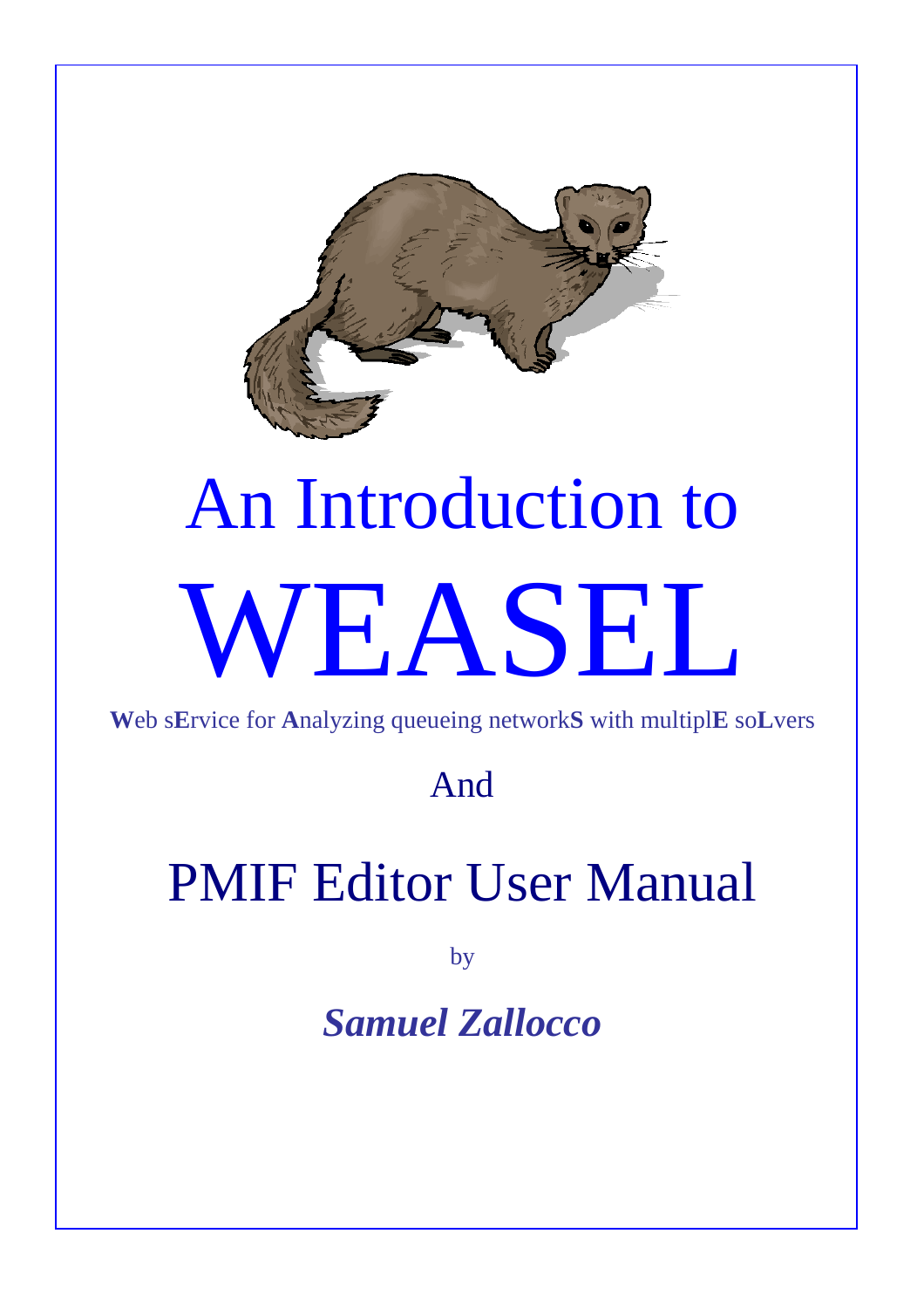# An Introduction to

# WEASEL

**W**eb s**E**rvice for **A**nalyzing queueing network**S** with multipl**E** so**L**vers

And

## PMIF Editor User Manual

by

***Samuel Zallocco***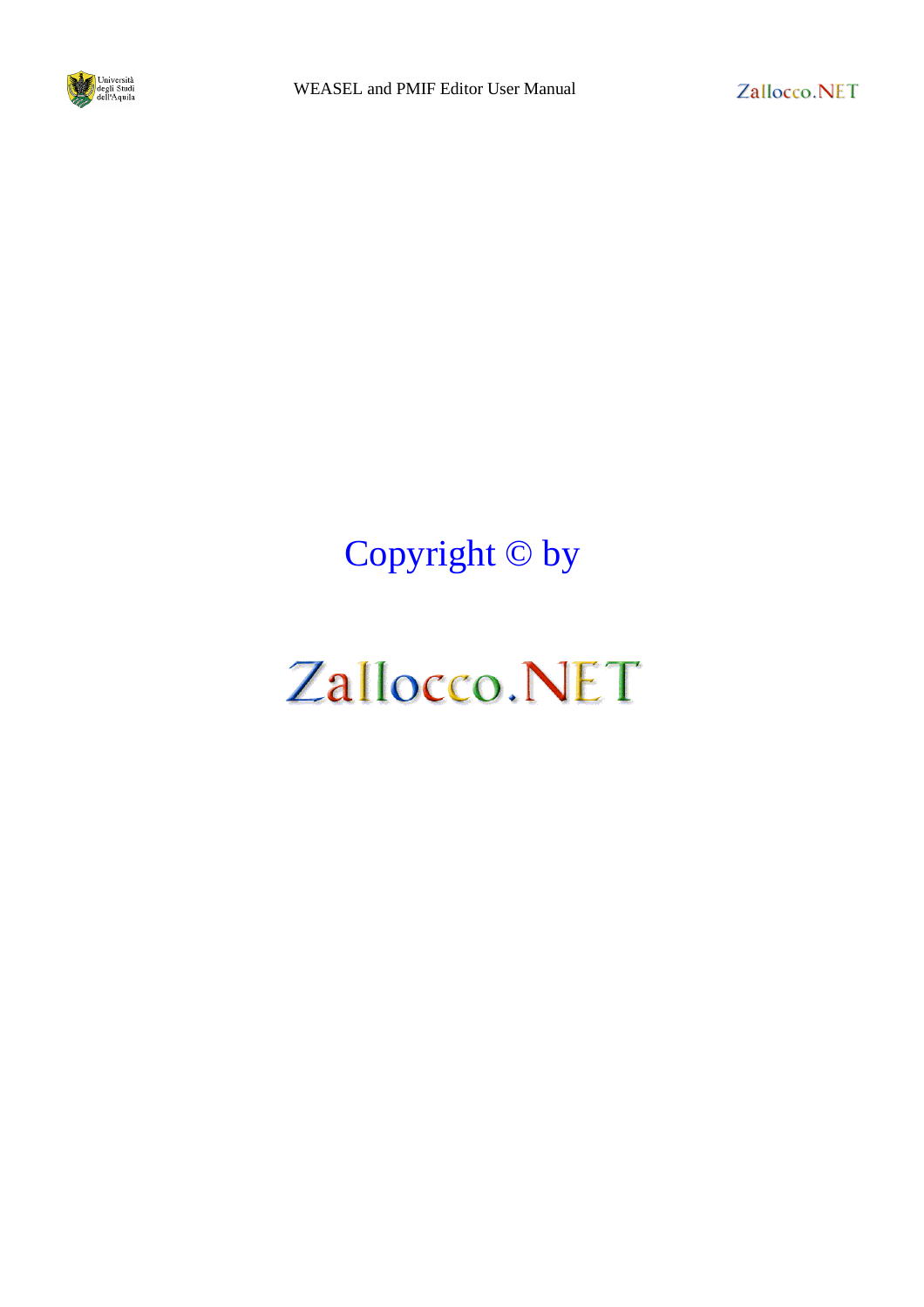Copyright © by

Zallocco.NET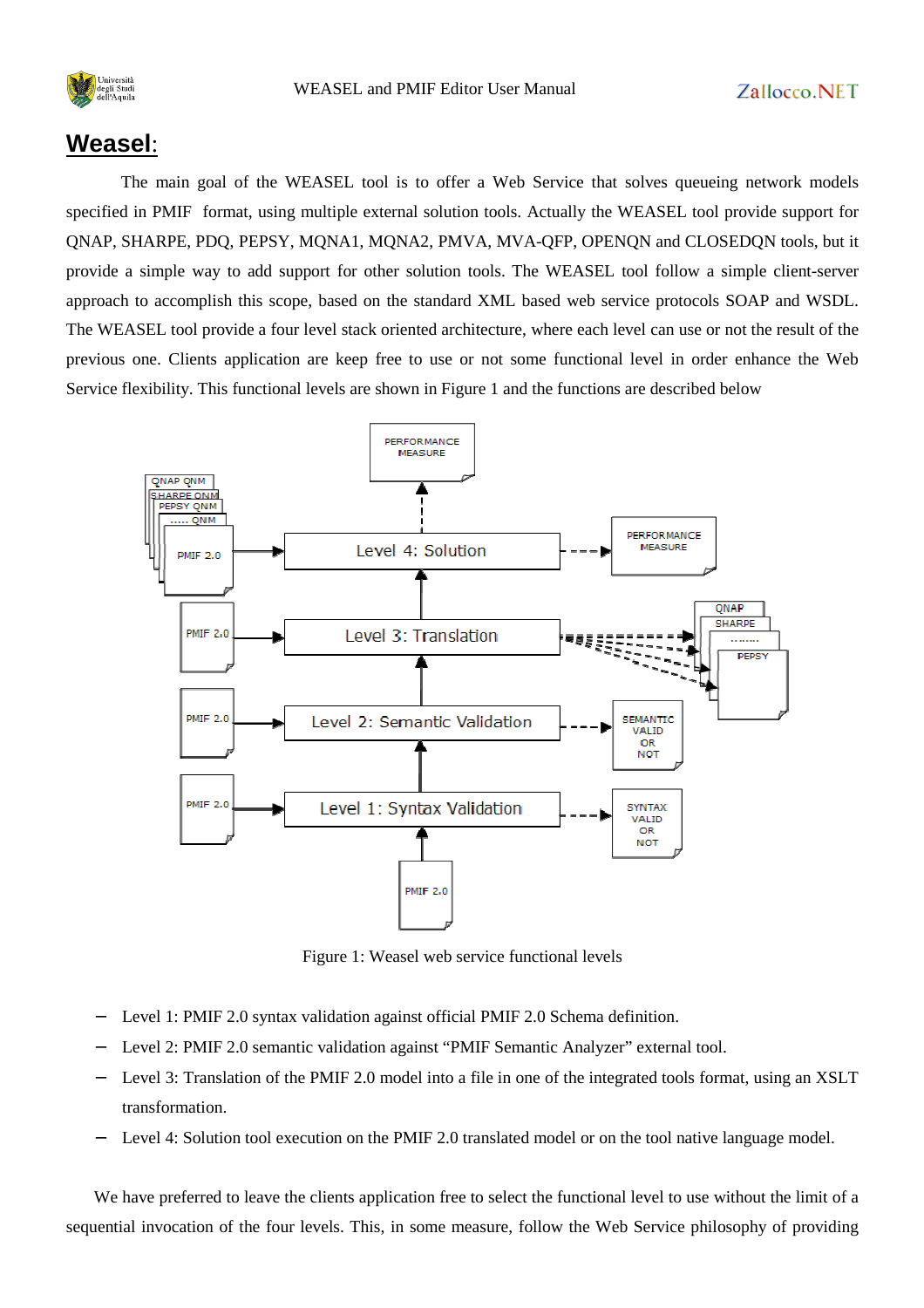## Weasel:

The main goal of the WEASEL tool is to offer a Web Service that solves queueing network models specified in PMIF format, using multiple external solution tools. Actually the WEASEL tool provide support for QNAP, SHARPE, PDQ, PEPSY, MQNA1, MQNA2, PMVA, MVA-QFP, OPENQN and CLOSEDQN tools, but it provide a simple way to add support for other solution tools. The WEASEL tool follow a simple client-server approach to accomplish this scope, based on the standard XML based web service protocols SOAP and WSDL. The WEASEL tool provide a four level stack oriented architecture, where each level can use or not the result of the previous one. Clients application are keep free to use or not some functional level in order enhance the Web Service flexibility. This functional levels are shown in Figure 1 and the functions are described below

Figure 1: Weasel web service functional levels

- Level 1: PMIF 2.0 syntax validation against official PMIF 2.0 Schema definition.
- Level 2: PMIF 2.0 semantic validation against “PMIF Semantic Analyzer” external tool.
- Level 3: Translation of the PMIF 2.0 model into a file in one of the integrated tools format, using an XSLT transformation.
- Level 4: Solution tool execution on the PMIF 2.0 translated model or on the tool native language model.

We have preferred to leave the clients application free to select the functional level to use without the limit of a sequential invocation of the four levels. This, in some measure, follow the Web Service philosophy of providing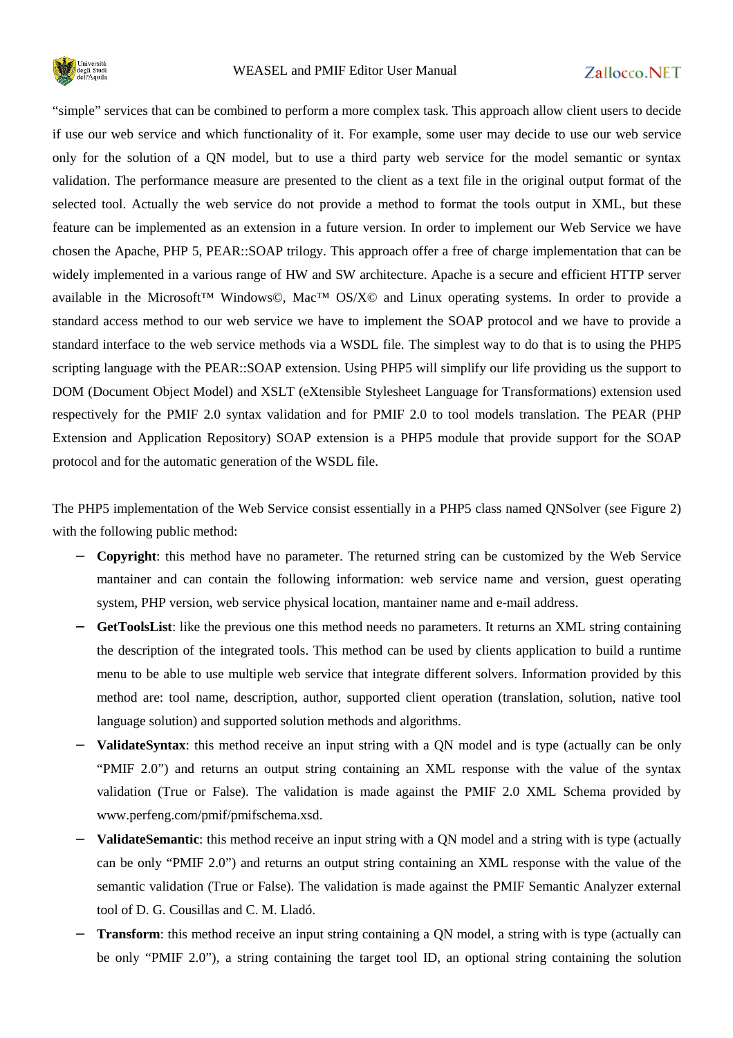"simple" services that can be combined to perform a more complex task. This approach allow client users to decide if use our web service and which functionality of it. For example, some user may decide to use our web service only for the solution of a QN model, but to use a third party web service for the model semantic or syntax validation. The performance measure are presented to the client as a text file in the original output format of the selected tool. Actually the web service do not provide a method to format the tools output in XML, but these feature can be implemented as an extension in a future version. In order to implement our Web Service we have chosen the Apache, PHP 5, PEAR::SOAP trilogy. This approach offer a free of charge implementation that can be widely implemented in a various range of HW and SW architecture. Apache is a secure and efficient HTTP server available in the Microsoft™ Windows©, Mac™ OS/X© and Linux operating systems. In order to provide a standard access method to our web service we have to implement the SOAP protocol and we have to provide a standard interface to the web service methods via a WSDL file. The simplest way to do that is to using the PHP5 scripting language with the PEAR::SOAP extension. Using PHP5 will simplify our life providing us the support to DOM (Document Object Model) and XSLT (eXtensible Stylesheet Language for Transformations) extension used respectively for the PMIF 2.0 syntax validation and for PMIF 2.0 to tool models translation. The PEAR (PHP Extension and Application Repository) SOAP extension is a PHP5 module that provide support for the SOAP protocol and for the automatic generation of the WSDL file.

The PHP5 implementation of the Web Service consist essentially in a PHP5 class named QNSolver (see Figure 2) with the following public method:

- **Copyright**: this method have no parameter. The returned string can be customized by the Web Service mantainer and can contain the following information: web service name and version, guest operating system, PHP version, web service physical location, mantainer name and e-mail address.
- **GetToolsList**: like the previous one this method needs no parameters. It returns an XML string containing the description of the integrated tools. This method can be used by clients application to build a runtime menu to be able to use multiple web service that integrate different solvers. Information provided by this method are: tool name, description, author, supported client operation (translation, solution, native tool language solution) and supported solution methods and algorithms.
- **ValidateSyntax**: this method receive an input string with a QN model and is type (actually can be only "PMIF 2.0") and returns an output string containing an XML response with the value of the syntax validation (True or False). The validation is made against the PMIF 2.0 XML Schema provided by www.perfeng.com/pmif/pmifschema.xsd.
- **ValidateSemantic**: this method receive an input string with a QN model and a string with is type (actually can be only "PMIF 2.0") and returns an output string containing an XML response with the value of the semantic validation (True or False). The validation is made against the PMIF Semantic Analyzer external tool of D. G. Cousillas and C. M. Lladó.
- **Transform**: this method receive an input string containing a QN model, a string with is type (actually can be only "PMIF 2.0"), a string containing the target tool ID, an optional string containing the solution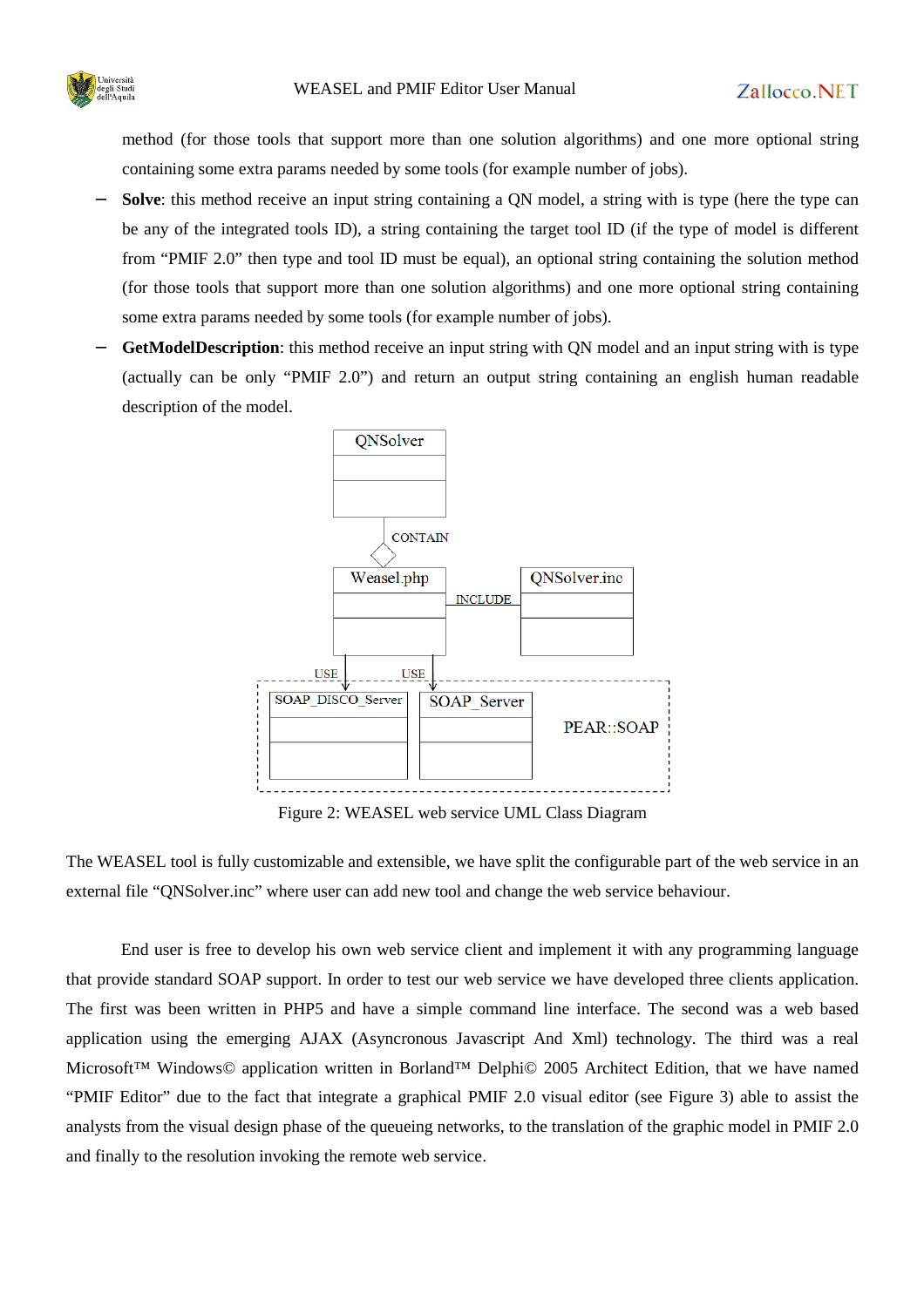method (for those tools that support more than one solution algorithms) and one more optional string containing some extra params needed by some tools (for example number of jobs).

- **Solve**: this method receive an input string containing a QN model, a string with is type (here the type can be any of the integrated tools ID), a string containing the target tool ID (if the type of model is different from “PMIF 2.0” then type and tool ID must be equal), an optional string containing the solution method (for those tools that support more than one solution algorithms) and one more optional string containing some extra params needed by some tools (for example number of jobs).
- **GetModelDescription**: this method receive an input string with QN model and an input string with is type (actually can be only “PMIF 2.0”) and return an output string containing an english human readable description of the model.

Figure 2: WEASEL web service UML Class Diagram

The WEASEL tool is fully customizable and extensible, we have split the configurable part of the web service in an external file “QNSolver.inc” where user can add new tool and change the web service behaviour.

End user is free to develop his own web service client and implement it with any programming language that provide standard SOAP support. In order to test our web service we have developed three clients application. The first was been written in PHP5 and have a simple command line interface. The second was a web based application using the emerging AJAX (Asyncronous Javascript And Xml) technology. The third was a real Microsoft™ Windows© application written in Borland™ Delphi© 2005 Architect Edition, that we have named “PMIF Editor” due to the fact that integrate a graphical PMIF 2.0 visual editor (see Figure 3) able to assist the analysts from the visual design phase of the queueing networks, to the translation of the graphic model in PMIF 2.0 and finally to the resolution invoking the remote web service.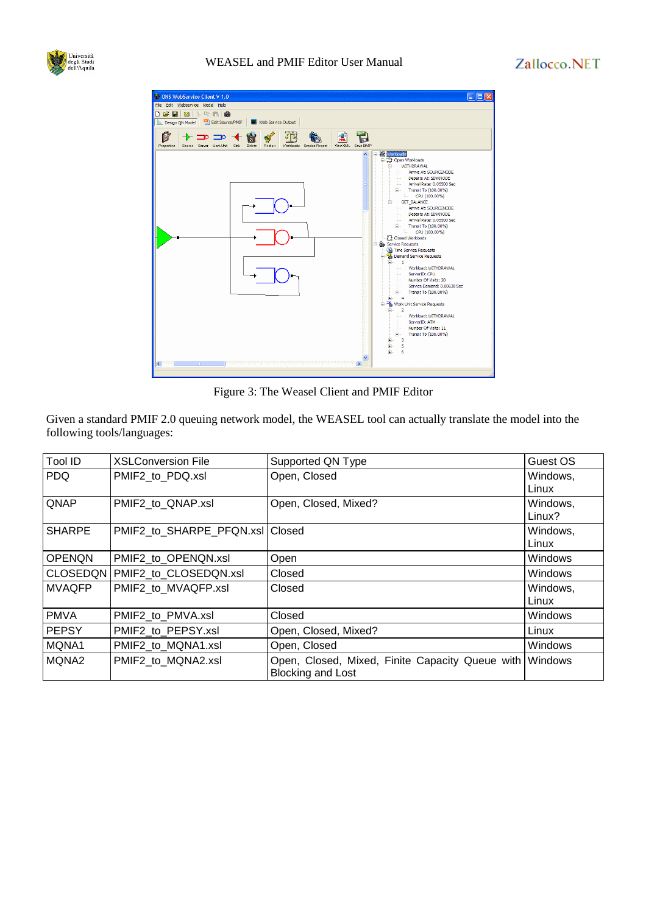Figure 3: The Weasel Client and PMIF Editor

Given a standard PMIF 2.0 queuing network model, the WEASEL tool can actually translate the model into the following tools/languages:

| Tool ID | XSLConversion File | Supported QN Type | Guest OS |
|---|---|---|---|
| PDQ | PMIF2_to_PDQ.xsl | Open, Closed | Windows, Linux |
| QNAP | PMIF2_to_QNAP.xsl | Open, Closed, Mixed? | Windows, Linux? |
| SHARPE | PMIF2_to_SHARPE_PFQN.xsl | Closed | Windows, Linux |
| OPENQN | PMIF2_to_OPENQN.xsl | Open | Windows |
| CLOSEDQN | PMIF2_to_CLOSEDQN.xsl | Closed | Windows |
| MVAQFP | PMIF2_to_MVAQFP.xsl | Closed | Windows, Linux |
| PMVA | PMIF2_to_PMVA.xsl | Closed | Windows |
| PEPSY | PMIF2_to_PEPSY.xsl | Open, Closed, Mixed? | Linux |
| MQNA1 | PMIF2_to_MQNA1.xsl | Open, Closed | Windows |
| MQNA2 | PMIF2_to_MQNA2.xsl | Open, Closed, Mixed, Finite Capacity Queue with Blocking and Lost | Windows |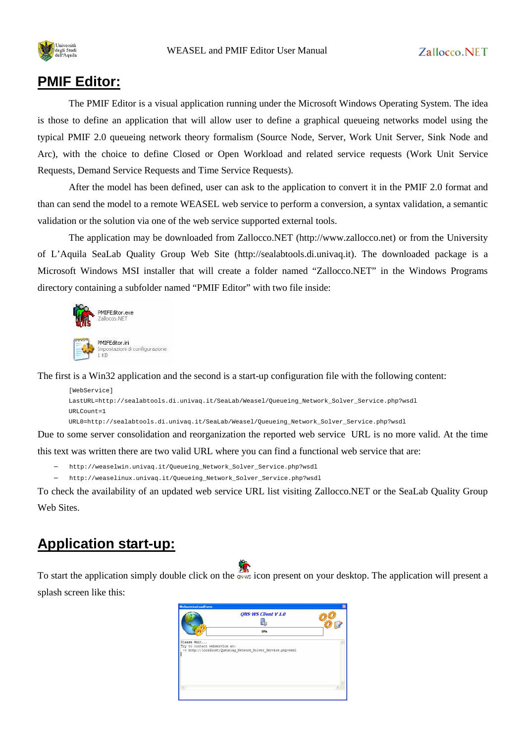## PMIF Editor:

The PMIF Editor is a visual application running under the Microsoft Windows Operating System. The idea is those to define an application that will allow user to define a graphical queueing networks model using the typical PMIF 2.0 queueing network theory formalism (Source Node, Server, Work Unit Server, Sink Node and Arc), with the choice to define Closed or Open Workload and related service requests (Work Unit Service Requests, Demand Service Requests and Time Service Requests).

After the model has been defined, user can ask to the application to convert it in the PMIF 2.0 format and than can send the model to a remote WEASEL web service to perform a conversion, a syntax validation, a semantic validation or the solution via one of the web service supported external tools.

The application may be downloaded from Zallocco.NET (http://www.zallocco.net) or from the University of L'Aquila SeaLab Quality Group Web Site (http://sealabtools.di.univaq.it). The downloaded package is a Microsoft Windows MSI installer that will create a folder named "Zallocco.NET" in the Windows Programs directory containing a subfolder named "PMIF Editor" with two file inside:

PMIFEditor.exe
Zallocco.NET

PMIFEditor.ini
Impostazioni di configurazione
1 KB

The first is a Win32 application and the second is a start-up configuration file with the following content:

```
[WebService]
LastURL=http://sealabtools.di.univaq.it/SeaLab/Weasel/Queueing_Network_Solver_Service.php?wsdl
URLCount=1
URL0=http://sealabtools.di.univaq.it/SeaLab/Weasel/Queueing_Network_Solver_Service.php?wsdl
```

Due to some server consolidation and reorganization the reported web service URL is no more valid. At the time this text was written there are two valid URL where you can find a functional web service that are:

- `http://weaselwin.univaq.it/Queueing_Network_Solver_Service.php?wsdl`
- `http://weaselinux.univaq.it/Queueing_Network_Solver_Service.php?wsdl`

To check the availability of an updated web service URL list visiting Zallocco.NET or the SeaLab Quality Group Web Sites.

## Application start-up:

To start the application simply double click on the QN-WS icon present on your desktop. The application will present a splash screen like this: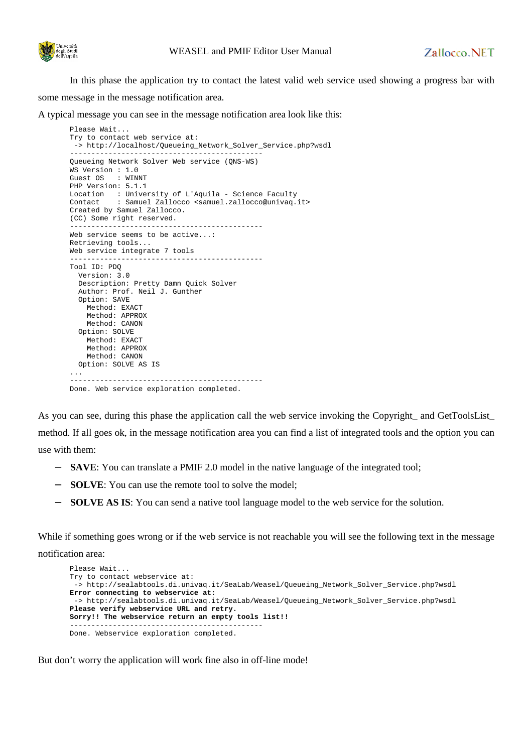In this phase the application try to contact the latest valid web service used showing a progress bar with some message in the message notification area.

A typical message you can see in the message notification area look like this:

```
Please Wait...
Try to contact web service at:
 -> http://localhost/Queueing_Network_Solver_Service.php?wsdl
--------------------------------------------
Queueing Network Solver Web service (QNS-WS)
WS Version : 1.0
Guest OS   : WINNT
PHP Version: 5.1.1
Location   : University of L'Aquila - Science Faculty
Contact    : Samuel Zallocco <samuel.zallocco@univaq.it>
Created by Samuel Zallocco.
(CC) Some right reserved.
--------------------------------------------
Web service seems to be active...:
Retrieving tools...
Web service integrate 7 tools
--------------------------------------------
Tool ID: PDQ
  Version: 3.0
  Description: Pretty Damn Quick Solver
  Author: Prof. Neil J. Gunther
  Option: SAVE
    Method: EXACT
    Method: APPROX
    Method: CANON
  Option: SOLVE
    Method: EXACT
    Method: APPROX
    Method: CANON
  Option: SOLVE AS IS
...
--------------------------------------------
Done. Web service exploration completed.
```

As you can see, during this phase the application call the web service invoking the Copyright_ and GetToolsList_ method. If all goes ok, in the message notification area you can find a list of integrated tools and the option you can use with them:

- **SAVE**: You can translate a PMIF 2.0 model in the native language of the integrated tool;
- **SOLVE**: You can use the remote tool to solve the model;
- **SOLVE AS IS**: You can send a native tool language model to the web service for the solution.

While if something goes wrong or if the web service is not reachable you will see the following text in the message notification area:

```
Please Wait...
Try to contact webservice at:
 -> http://sealabtools.di.univaq.it/SeaLab/Weasel/Queueing_Network_Solver_Service.php?wsdl
Error connecting to webservice at:
 -> http://sealabtools.di.univaq.it/SeaLab/Weasel/Queueing_Network_Solver_Service.php?wsdl
Please verify webservice URL and retry.
Sorry!! The webservice return an empty tools list!!
--------------------------------------------
Done. Webservice exploration completed.
```

But don't worry the application will work fine also in off-line mode!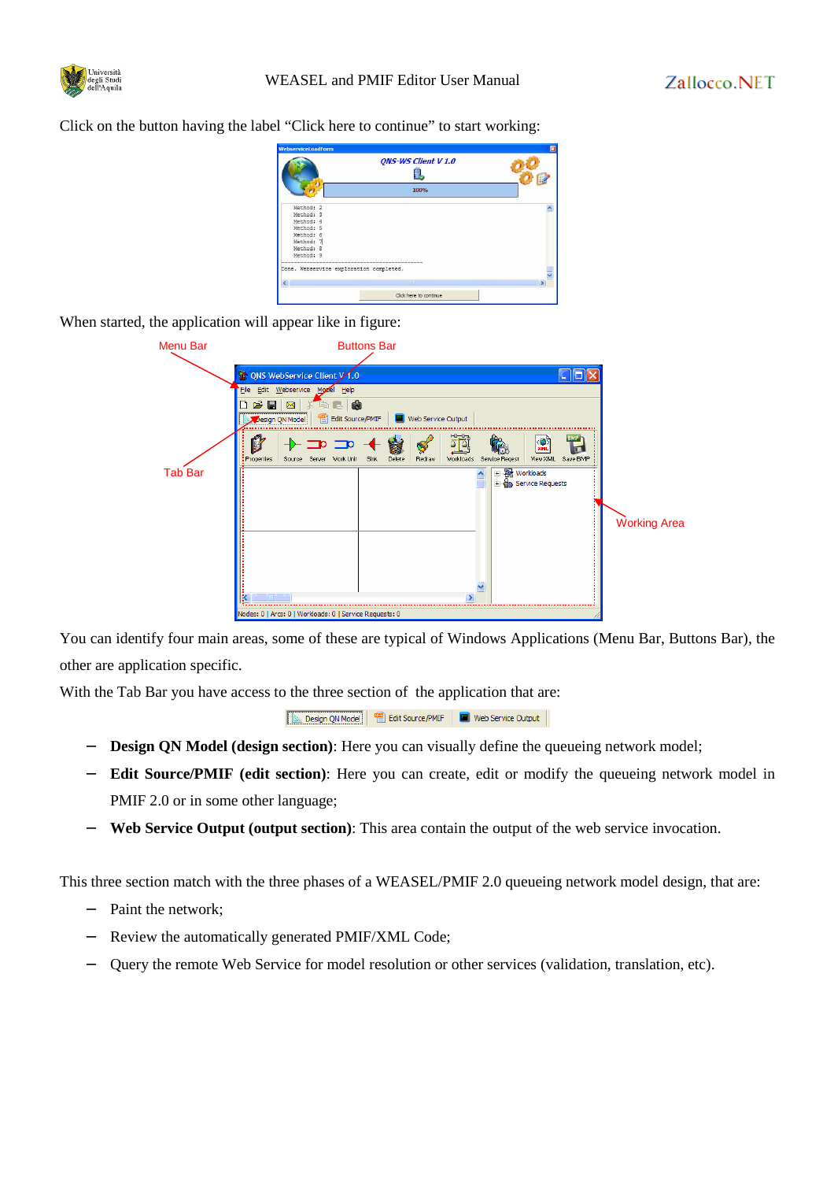Click on the button having the label "Click here to continue" to start working:

When started, the application will appear like in figure:

You can identify four main areas, some of these are typical of Windows Applications (Menu Bar, Buttons Bar), the other are application specific.

With the Tab Bar you have access to the three section of the application that are:

- **Design QN Model (design section)**: Here you can visually define the queueing network model;
- **Edit Source/PMIF (edit section)**: Here you can create, edit or modify the queueing network model in PMIF 2.0 or in some other language;
- **Web Service Output (output section)**: This area contain the output of the web service invocation.

This three section match with the three phases of a WEASEL/PMIF 2.0 queueing network model design, that are:

- Paint the network;
- Review the automatically generated PMIF/XML Code;
- Query the remote Web Service for model resolution or other services (validation, translation, etc).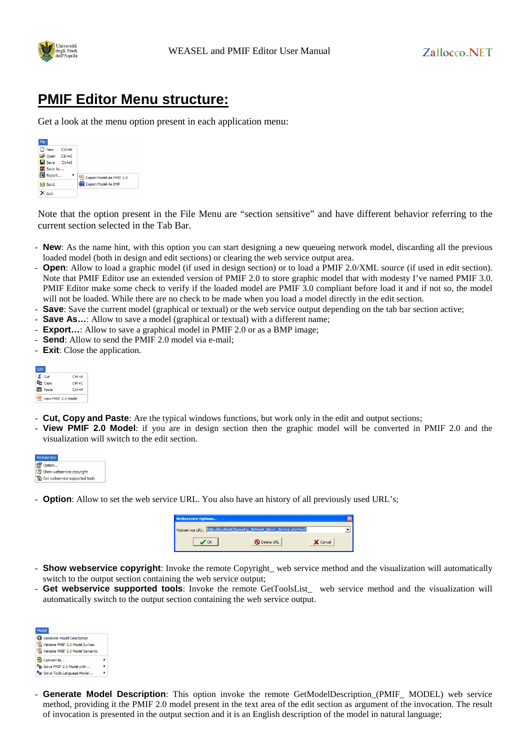# PMIF Editor Menu structure:

Get a look at the menu option present in each application menu:

Note that the option present in the File Menu are "section sensitive" and have different behavior referring to the current section selected in the Tab Bar.

- **New**: As the name hint, with this option you can start designing a new queueing network model, discarding all the previous loaded model (both in design and edit sections) or clearing the web service output area.
- **Open**: Allow to load a graphic model (if used in design section) or to load a PMIF 2.0/XML source (if used in edit section). Note that PMIF Editor use an extended version of PMIF 2.0 to store graphic model that with modesty I've named PMIF 3.0. PMIF Editor make some check to verify if the loaded model are PMIF 3.0 compliant before load it and if not so, the model will not be loaded. While there are no check to be made when you load a model directly in the edit section.
- **Save**: Save the current model (graphical or textual) or the web service output depending on the tab bar section active;
- **Save As…**: Allow to save a model (graphical or textual) with a different name;
- **Export…**: Allow to save a graphical model in PMIF 2.0 or as a BMP image;
- **Send**: Allow to send the PMIF 2.0 model via e-mail;
- **Exit**: Close the application.

- **Cut, Copy and Paste**: Are the typical windows functions, but work only in the edit and output sections;
- **View PMIF 2.0 Model**: if you are in design section then the graphic model will be converted in PMIF 2.0 and the visualization will switch to the edit section.

- **Option**: Allow to set the web service URL. You also have an history of all previously used URL's;

- **Show webservice copyright**: Invoke the remote Copyright_ web service method and the visualization will automatically switch to the output section containing the web service output;
- **Get webservice supported tools**: Invoke the remote GetToolsList_ web service method and the visualization will automatically switch to the output section containing the web service output.

- **Generate Model Description**: This option invoke the remote GetModelDescription_(PMIF_ MODEL) web service method, providing it the PMIF 2.0 model present in the text area of the edit section as argument of the invocation. The result of invocation is presented in the output section and it is an English description of the model in natural language;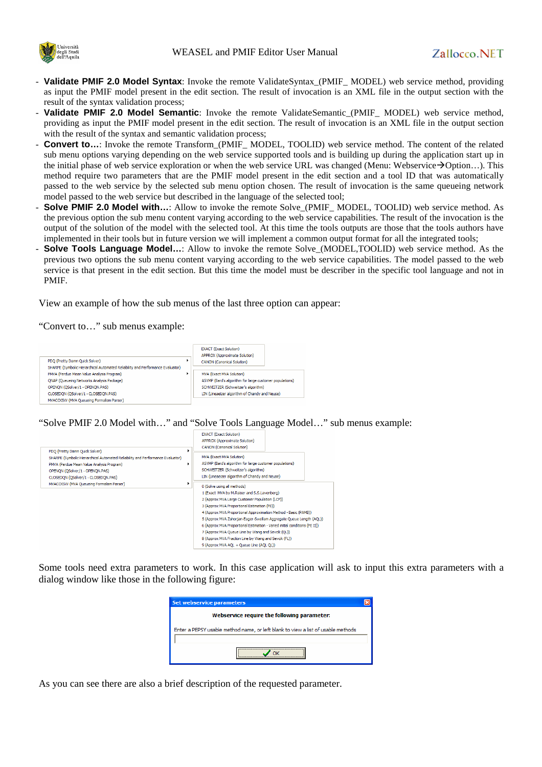- **Validate PMIF 2.0 Model Syntax**: Invoke the remote ValidateSyntax_(PMIF_ MODEL) web service method, providing as input the PMIF model present in the edit section. The result of invocation is an XML file in the output section with the result of the syntax validation process;
- **Validate PMIF 2.0 Model Semantic**: Invoke the remote ValidateSemantic_(PMIF_ MODEL) web service method, providing as input the PMIF model present in the edit section. The result of invocation is an XML file in the output section with the result of the syntax and semantic validation process;
- **Convert to…**: Invoke the remote Transform_(PMIF_ MODEL, TOOLID) web service method. The content of the related sub menu options varying depending on the web service supported tools and is building up during the application start up in the initial phase of web service exploration or when the web service URL was changed (Menu: Webservice→Option…). This method require two parameters that are the PMIF model present in the edit section and a tool ID that was automatically passed to the web service by the selected sub menu option chosen. The result of invocation is the same queueing network model passed to the web service but described in the language of the selected tool;
- **Solve PMIF 2.0 Model with…**: Allow to invoke the remote Solve_(PMIF_ MODEL, TOOLID) web service method. As the previous option the sub menu content varying according to the web service capabilities. The result of the invocation is the output of the solution of the model with the selected tool. At this time the tools outputs are those that the tools authors have implemented in their tools but in future version we will implement a common output format for all the integrated tools;
- **Solve Tools Language Model…**: Allow to invoke the remote Solve_(MODEL,TOOLID) web service method. As the previous two options the sub menu content varying according to the web service capabilities. The model passed to the web service is that present in the edit section. But this time the model must be describer in the specific tool language and not in PMIF.

View an example of how the sub menus of the last three option can appear:

"Convert to…" sub menus example:

"Solve PMIF 2.0 Model with…" and "Solve Tools Language Model…" sub menus example:

Some tools need extra parameters to work. In this case application will ask to input this extra parameters with a dialog window like those in the following figure:

As you can see there are also a brief description of the requested parameter.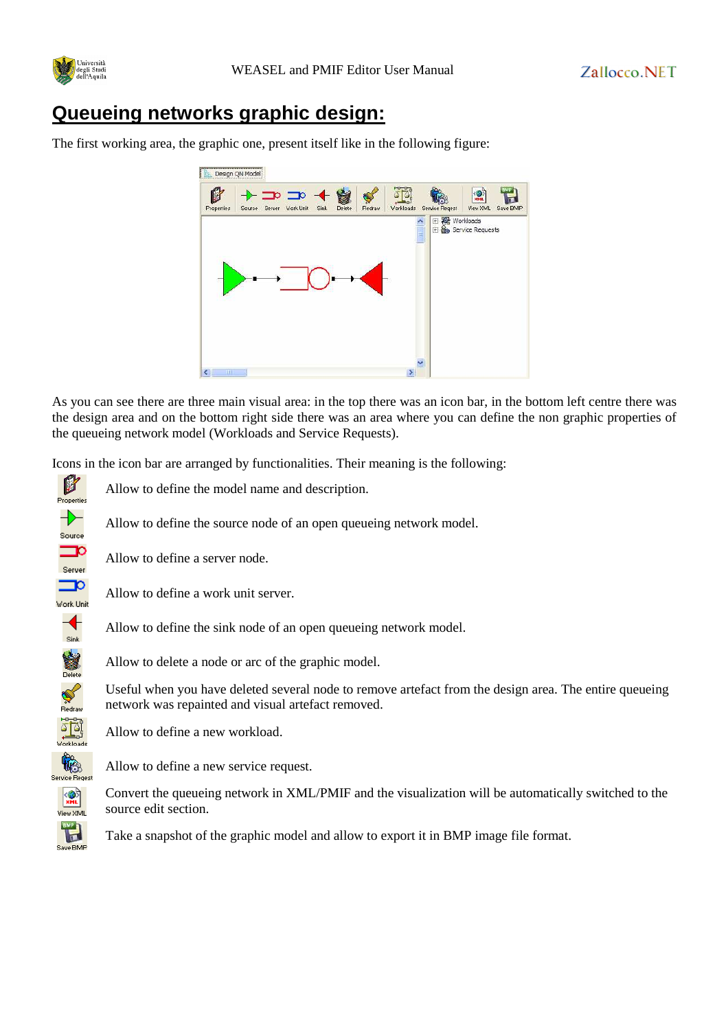# Queueing networks graphic design:

The first working area, the graphic one, present itself like in the following figure:

As you can see there are three main visual area: in the top there was an icon bar, in the bottom left centre there was the design area and on the bottom right side there was an area where you can define the non graphic properties of the queueing network model (Workloads and Service Requests).

Icons in the icon bar are arranged by functionalities. Their meaning is the following:

- **Properties** – Allow to define the model name and description.
- **Source** – Allow to define the source node of an open queueing network model.
- **Server** – Allow to define a server node.
- **Work Unit** – Allow to define a work unit server.
- **Sink** – Allow to define the sink node of an open queueing network model.
- **Delete** – Allow to delete a node or arc of the graphic model.
- **Redraw** – Useful when you have deleted several node to remove artefact from the design area. The entire queueing network was repainted and visual artefact removed.
- **Workloads** – Allow to define a new workload.
- **Service Reqest** – Allow to define a new service request.
- **View XML** – Convert the queueing network in XML/PMIF and the visualization will be automatically switched to the source edit section.
- **Save BMP** – Take a snapshot of the graphic model and allow to export it in BMP image file format.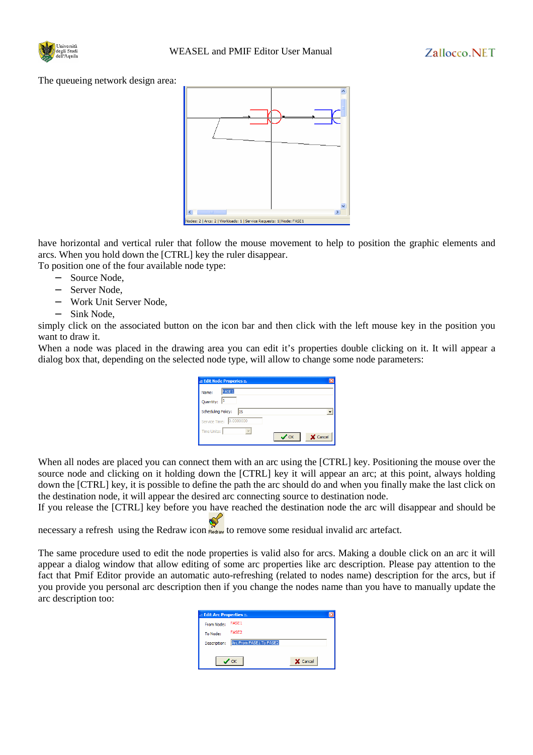The queueing network design area:

have horizontal and vertical ruler that follow the mouse movement to help to position the graphic elements and arcs. When you hold down the [CTRL] key the ruler disappear.
To position one of the four available node type:

- Source Node,
- Server Node,
- Work Unit Server Node,
- Sink Node,

simply click on the associated button on the icon bar and then click with the left mouse key in the position you want to draw it.
When a node was placed in the drawing area you can edit it's properties double clicking on it. It will appear a dialog box that, depending on the selected node type, will allow to change some node parameters:

When all nodes are placed you can connect them with an arc using the [CTRL] key. Positioning the mouse over the source node and clicking on it holding down the [CTRL] key it will appear an arc; at this point, always holding down the [CTRL] key, it is possible to define the path the arc should do and when you finally make the last click on the destination node, it will appear the desired arc connecting source to destination node.
If you release the [CTRL] key before you have reached the destination node the arc will disappear and should be necessary a refresh using the Redraw icon to remove some residual invalid arc artefact.

The same procedure used to edit the node properties is valid also for arcs. Making a double click on an arc it will appear a dialog window that allow editing of some arc properties like arc description. Please pay attention to the fact that Pmif Editor provide an automatic auto-refreshing (related to nodes name) description for the arcs, but if you provide you personal arc description then if you change the nodes name than you have to manually update the arc description too: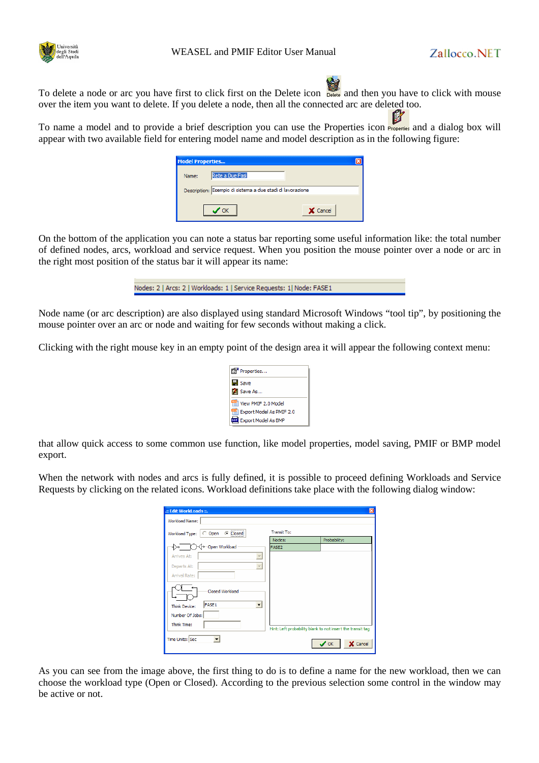To delete a node or arc you have first to click first on the Delete icon and then you have to click with mouse over the item you want to delete. If you delete a node, then all the connected arc are deleted too.

To name a model and to provide a brief description you can use the Properties icon and a dialog box will appear with two available field for entering model name and model description as in the following figure:

On the bottom of the application you can note a status bar reporting some useful information like: the total number of defined nodes, arcs, workload and service request. When you position the mouse pointer over a node or arc in the right most position of the status bar it will appear its name:

Node name (or arc description) are also displayed using standard Microsoft Windows "tool tip", by positioning the mouse pointer over an arc or node and waiting for few seconds without making a click.

Clicking with the right mouse key in an empty point of the design area it will appear the following context menu:

that allow quick access to some common use function, like model properties, model saving, PMIF or BMP model export.

When the network with nodes and arcs is fully defined, it is possible to proceed defining Workloads and Service Requests by clicking on the related icons. Workload definitions take place with the following dialog window:

As you can see from the image above, the first thing to do is to define a name for the new workload, then we can choose the workload type (Open or Closed). According to the previous selection some control in the window may be active or not.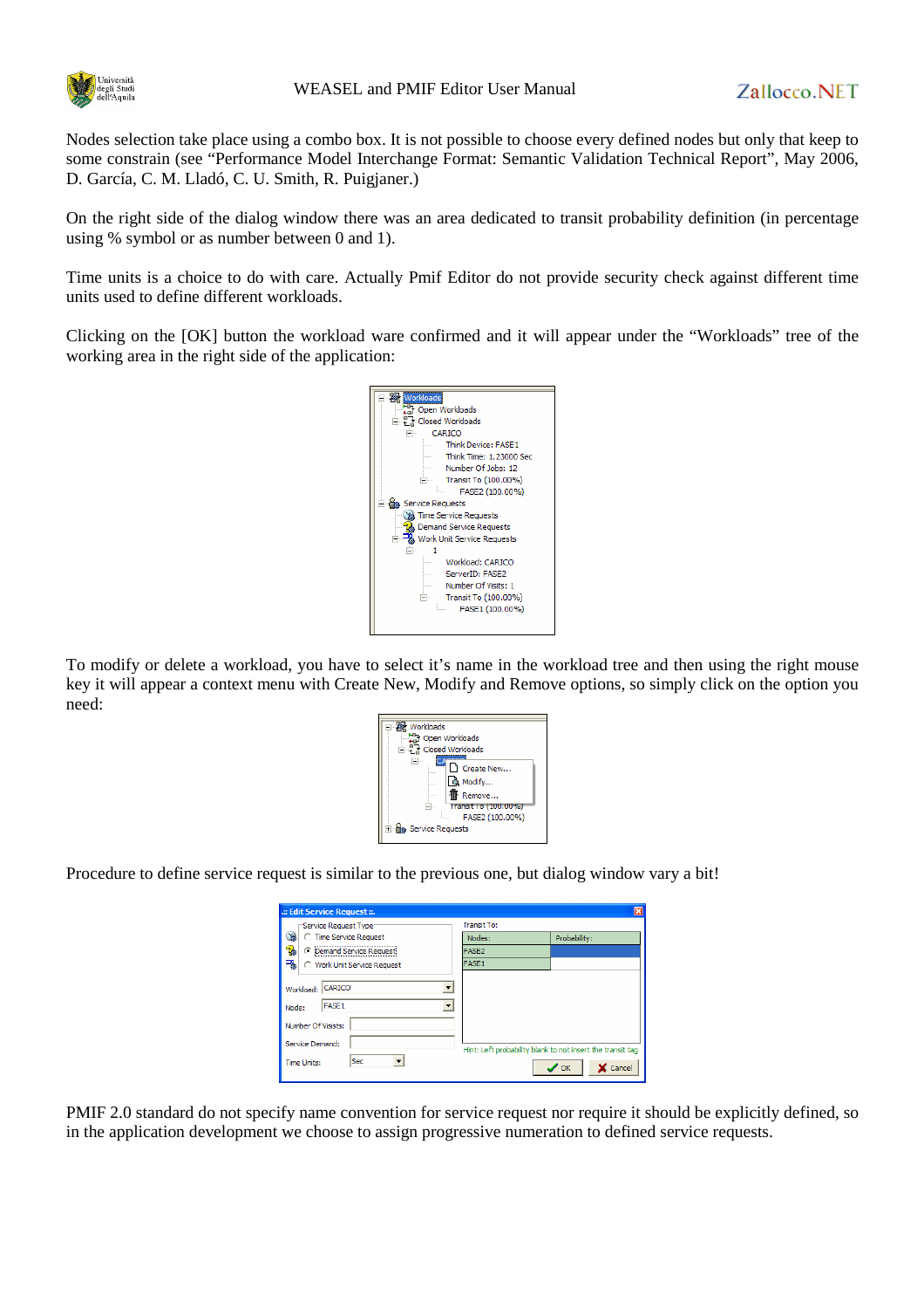Nodes selection take place using a combo box. It is not possible to choose every defined nodes but only that keep to some constrain (see "Performance Model Interchange Format: Semantic Validation Technical Report", May 2006, D. García, C. M. Lladó, C. U. Smith, R. Puigjaner.)

On the right side of the dialog window there was an area dedicated to transit probability definition (in percentage using % symbol or as number between 0 and 1).

Time units is a choice to do with care. Actually Pmif Editor do not provide security check against different time units used to define different workloads.

Clicking on the [OK] button the workload ware confirmed and it will appear under the "Workloads" tree of the working area in the right side of the application:

To modify or delete a workload, you have to select it's name in the workload tree and then using the right mouse key it will appear a context menu with Create New, Modify and Remove options, so simply click on the option you need:

Procedure to define service request is similar to the previous one, but dialog window vary a bit!

PMIF 2.0 standard do not specify name convention for service request nor require it should be explicitly defined, so in the application development we choose to assign progressive numeration to defined service requests.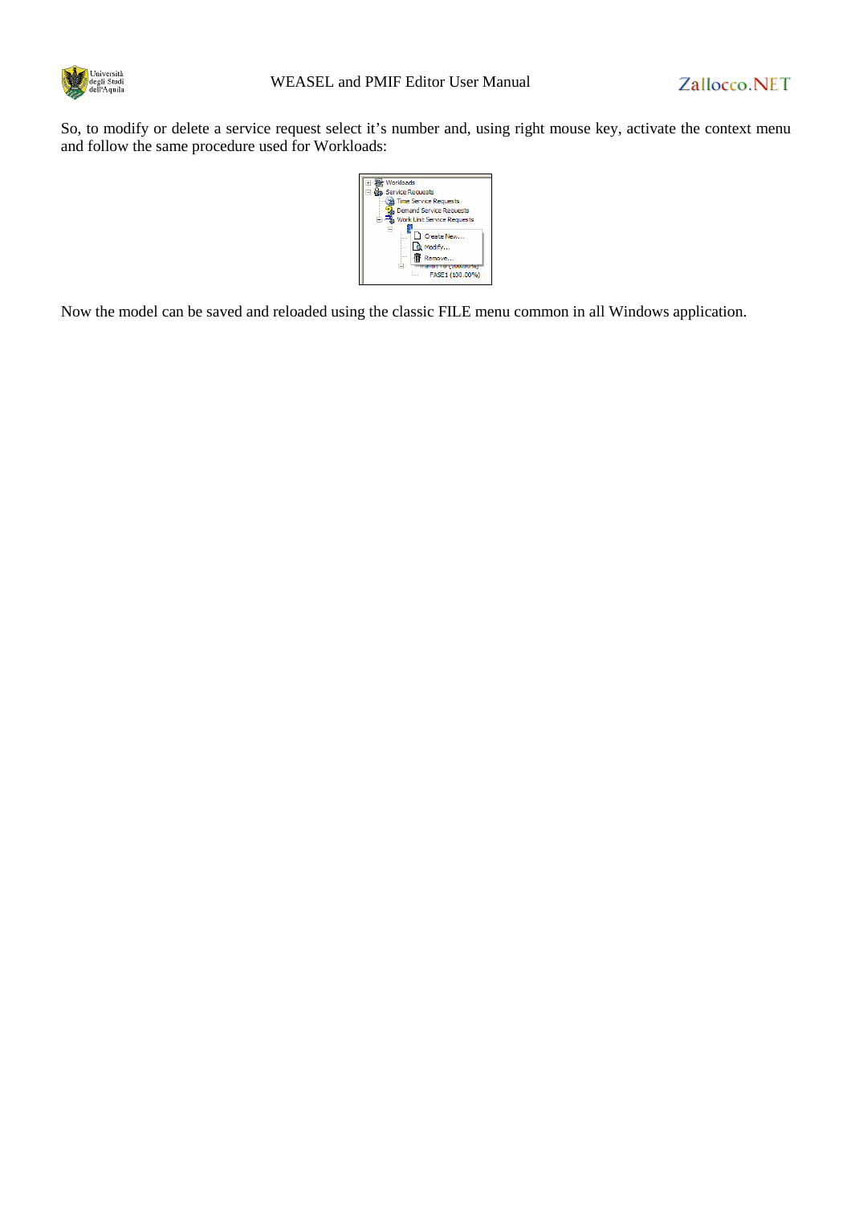So, to modify or delete a service request select it's number and, using right mouse key, activate the context menu and follow the same procedure used for Workloads:

Now the model can be saved and reloaded using the classic FILE menu common in all Windows application.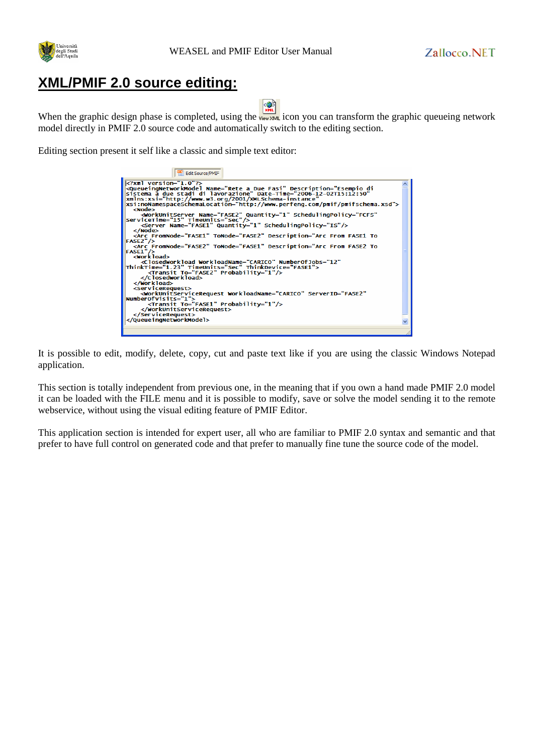# XML/PMIF 2.0 source editing:

When the graphic design phase is completed, using the View XML icon you can transform the graphic queueing network model directly in PMIF 2.0 source code and automatically switch to the editing section.

Editing section present it self like a classic and simple text editor:

Edit Source/PMIF

```
<?xml version="1.0"?>
<QueueingNetworkModel Name="Rete a Due Fasi" Description="Esempio di
sistema a due stadi di lavorazione" Date-Time="2006-12-02T15:12:50"
xmlns:xsi="http://www.w3.org/2001/XMLSchema-instance"
xsi:noNamespaceSchemaLocation="http://www.perfeng.com/pmif/pmifschema.xsd">
  <Node>
    <WorkUnitServer Name="FASE2" Quantity="1" SchedulingPolicy="FCFS"
ServiceTime="15" TimeUnits="Sec"/>
    <Server Name="FASE1" Quantity="1" SchedulingPolicy="IS"/>
  </Node>
  <Arc FromNode="FASE1" ToNode="FASE2" Description="Arc From FASE1 To
FASE2"/>
  <Arc FromNode="FASE2" ToNode="FASE1" Description="Arc From FASE2 To
FASE1"/>
  <Workload>
    <ClosedWorkload WorkloadName="CARICO" NumberOfJobs="12"
ThinkTime="1.23" TimeUnits="Sec" ThinkDevice="FASE1">
      <Transit To="FASE2" Probability="1"/>
    </ClosedWorkload>
  </Workload>
  <ServiceRequest>
    <WorkUnitServiceRequest WorkloadName="CARICO" ServerID="FASE2"
NumberOfVisits="1">
      <Transit To="FASE1" Probability="1"/>
    </WorkUnitServiceRequest>
  </ServiceRequest>
</QueueingNetworkModel>
```

It is possible to edit, modify, delete, copy, cut and paste text like if you are using the classic Windows Notepad application.

This section is totally independent from previous one, in the meaning that if you own a hand made PMIF 2.0 model it can be loaded with the FILE menu and it is possible to modify, save or solve the model sending it to the remote webservice, without using the visual editing feature of PMIF Editor.

This application section is intended for expert user, all who are familiar to PMIF 2.0 syntax and semantic and that prefer to have full control on generated code and that prefer to manually fine tune the source code of the model.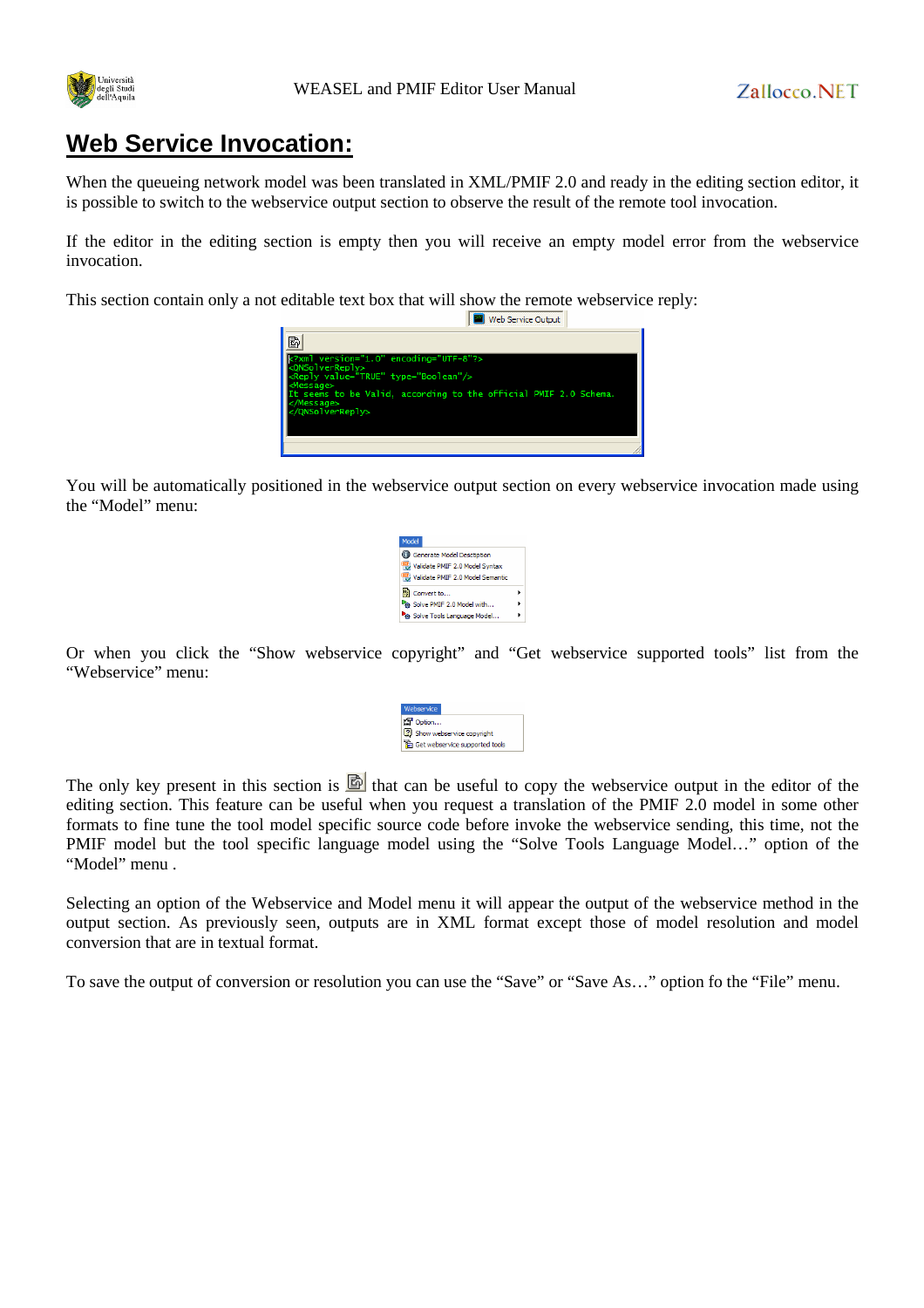# Web Service Invocation:

When the queueing network model was been translated in XML/PMIF 2.0 and ready in the editing section editor, it is possible to switch to the webservice output section to observe the result of the remote tool invocation.

If the editor in the editing section is empty then you will receive an empty model error from the webservice invocation.

This section contain only a not editable text box that will show the remote webservice reply:

You will be automatically positioned in the webservice output section on every webservice invocation made using the "Model" menu:

Or when you click the "Show webservice copyright" and "Get webservice supported tools" list from the "Webservice" menu:

The only key present in this section is  that can be useful to copy the webservice output in the editor of the editing section. This feature can be useful when you request a translation of the PMIF 2.0 model in some other formats to fine tune the tool model specific source code before invoke the webservice sending, this time, not the PMIF model but the tool specific language model using the "Solve Tools Language Model…" option of the "Model" menu .

Selecting an option of the Webservice and Model menu it will appear the output of the webservice method in the output section. As previously seen, outputs are in XML format except those of model resolution and model conversion that are in textual format.

To save the output of conversion or resolution you can use the "Save" or "Save As…" option fo the "File" menu.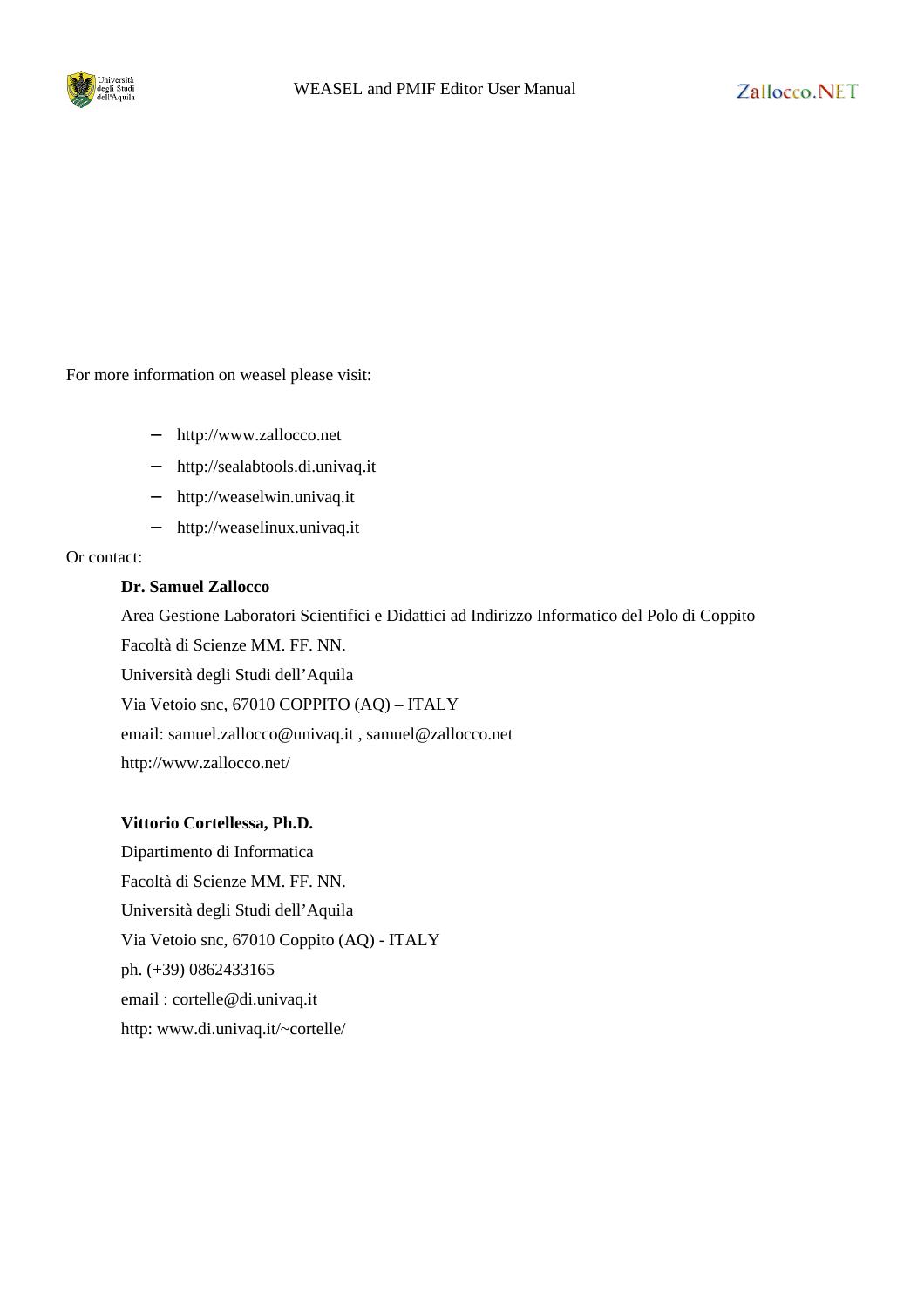For more information on weasel please visit:

- http://www.zallocco.net
- http://sealabtools.di.univaq.it
- http://weaselwin.univaq.it
- http://weaselinux.univaq.it

Or contact:

**Dr. Samuel Zallocco**

Area Gestione Laboratori Scientifici e Didattici ad Indirizzo Informatico del Polo di Coppito

Facoltà di Scienze MM. FF. NN.

Università degli Studi dell'Aquila

Via Vetoio snc, 67010 COPPITO (AQ) – ITALY

email: samuel.zallocco@univaq.it , samuel@zallocco.net

http://www.zallocco.net/

**Vittorio Cortellessa, Ph.D.**

Dipartimento di Informatica

Facoltà di Scienze MM. FF. NN.

Università degli Studi dell'Aquila

Via Vetoio snc, 67010 Coppito (AQ) - ITALY

ph. (+39) 0862433165

email : cortelle@di.univaq.it

http: www.di.univaq.it/~cortelle/